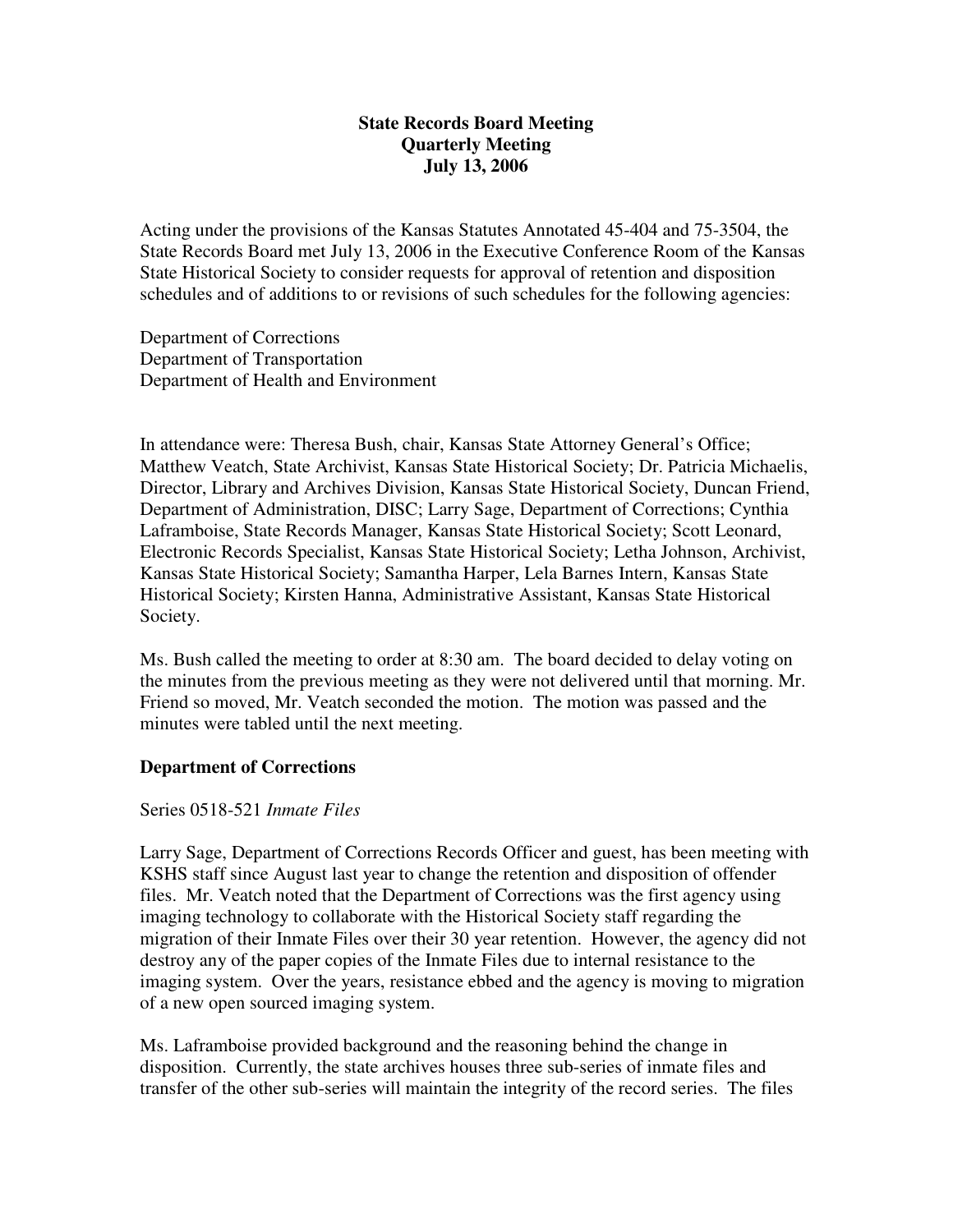**State Records Board Meeting**
**Quarterly Meeting**
**July 13, 2006**

Acting under the provisions of the Kansas Statutes Annotated 45-404 and 75-3504, the State Records Board met July 13, 2006 in the Executive Conference Room of the Kansas State Historical Society to consider requests for approval of retention and disposition schedules and of additions to or revisions of such schedules for the following agencies:

Department of Corrections
Department of Transportation
Department of Health and Environment

In attendance were: Theresa Bush, chair, Kansas State Attorney General's Office; Matthew Veatch, State Archivist, Kansas State Historical Society; Dr. Patricia Michaelis, Director, Library and Archives Division, Kansas State Historical Society, Duncan Friend, Department of Administration, DISC; Larry Sage, Department of Corrections; Cynthia Laframboise, State Records Manager, Kansas State Historical Society; Scott Leonard, Electronic Records Specialist, Kansas State Historical Society; Letha Johnson, Archivist, Kansas State Historical Society; Samantha Harper, Lela Barnes Intern, Kansas State Historical Society; Kirsten Hanna, Administrative Assistant, Kansas State Historical Society.

Ms. Bush called the meeting to order at 8:30 am. The board decided to delay voting on the minutes from the previous meeting as they were not delivered until that morning. Mr. Friend so moved, Mr. Veatch seconded the motion. The motion was passed and the minutes were tabled until the next meeting.

**Department of Corrections**

Series 0518-521 *Inmate Files*

Larry Sage, Department of Corrections Records Officer and guest, has been meeting with KSHS staff since August last year to change the retention and disposition of offender files. Mr. Veatch noted that the Department of Corrections was the first agency using imaging technology to collaborate with the Historical Society staff regarding the migration of their Inmate Files over their 30 year retention. However, the agency did not destroy any of the paper copies of the Inmate Files due to internal resistance to the imaging system. Over the years, resistance ebbed and the agency is moving to migration of a new open sourced imaging system.

Ms. Laframboise provided background and the reasoning behind the change in disposition. Currently, the state archives houses three sub-series of inmate files and transfer of the other sub-series will maintain the integrity of the record series. The files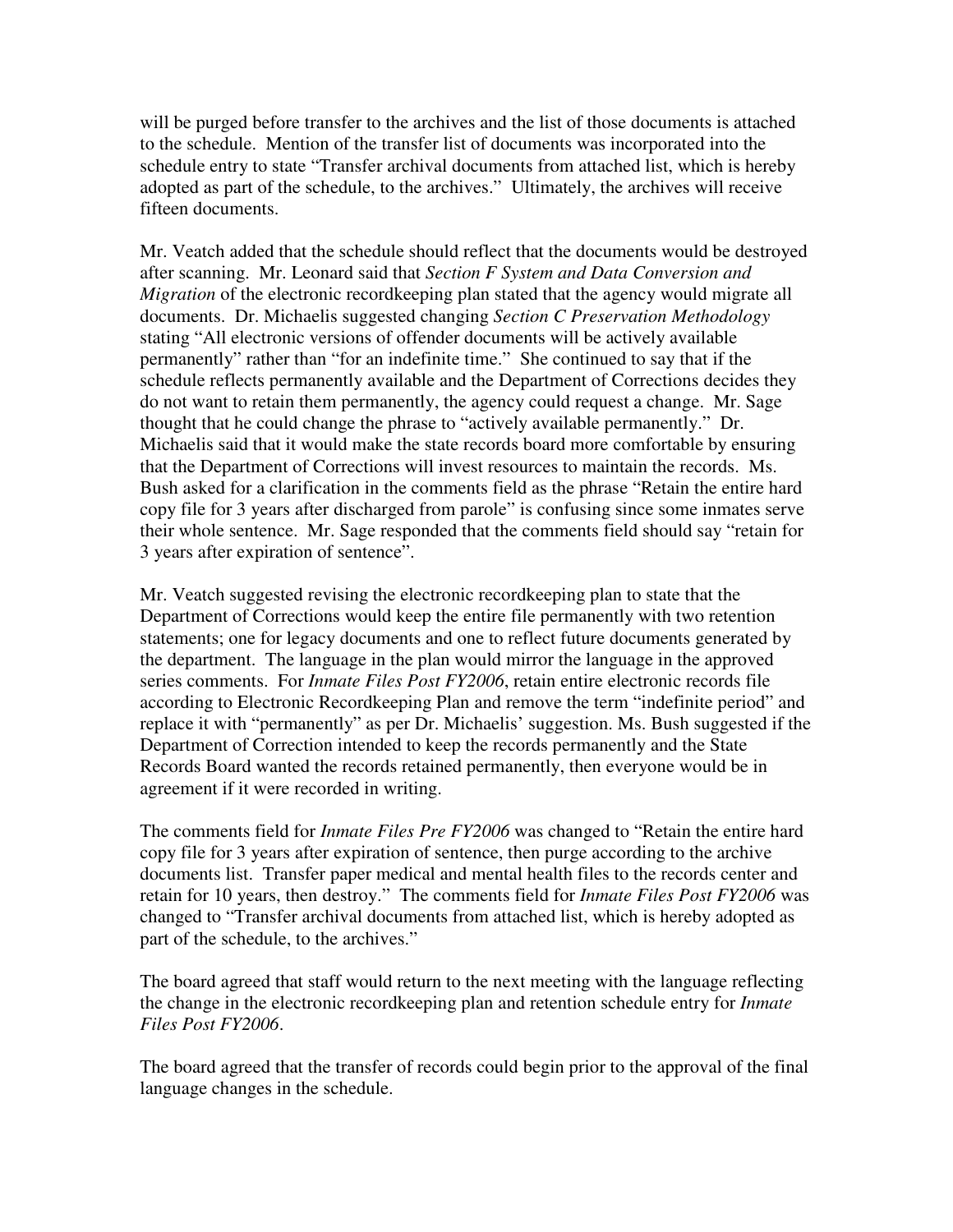will be purged before transfer to the archives and the list of those documents is attached to the schedule. Mention of the transfer list of documents was incorporated into the schedule entry to state "Transfer archival documents from attached list, which is hereby adopted as part of the schedule, to the archives." Ultimately, the archives will receive fifteen documents.

Mr. Veatch added that the schedule should reflect that the documents would be destroyed after scanning. Mr. Leonard said that *Section F System and Data Conversion and Migration* of the electronic recordkeeping plan stated that the agency would migrate all documents. Dr. Michaelis suggested changing *Section C Preservation Methodology* stating "All electronic versions of offender documents will be actively available permanently" rather than "for an indefinite time." She continued to say that if the schedule reflects permanently available and the Department of Corrections decides they do not want to retain them permanently, the agency could request a change. Mr. Sage thought that he could change the phrase to "actively available permanently." Dr. Michaelis said that it would make the state records board more comfortable by ensuring that the Department of Corrections will invest resources to maintain the records. Ms. Bush asked for a clarification in the comments field as the phrase "Retain the entire hard copy file for 3 years after discharged from parole" is confusing since some inmates serve their whole sentence. Mr. Sage responded that the comments field should say "retain for 3 years after expiration of sentence".

Mr. Veatch suggested revising the electronic recordkeeping plan to state that the Department of Corrections would keep the entire file permanently with two retention statements; one for legacy documents and one to reflect future documents generated by the department. The language in the plan would mirror the language in the approved series comments. For *Inmate Files Post FY2006*, retain entire electronic records file according to Electronic Recordkeeping Plan and remove the term "indefinite period" and replace it with "permanently" as per Dr. Michaelis' suggestion. Ms. Bush suggested if the Department of Correction intended to keep the records permanently and the State Records Board wanted the records retained permanently, then everyone would be in agreement if it were recorded in writing.

The comments field for *Inmate Files Pre FY2006* was changed to "Retain the entire hard copy file for 3 years after expiration of sentence, then purge according to the archive documents list. Transfer paper medical and mental health files to the records center and retain for 10 years, then destroy." The comments field for *Inmate Files Post FY2006* was changed to "Transfer archival documents from attached list, which is hereby adopted as part of the schedule, to the archives."

The board agreed that staff would return to the next meeting with the language reflecting the change in the electronic recordkeeping plan and retention schedule entry for *Inmate Files Post FY2006*.

The board agreed that the transfer of records could begin prior to the approval of the final language changes in the schedule.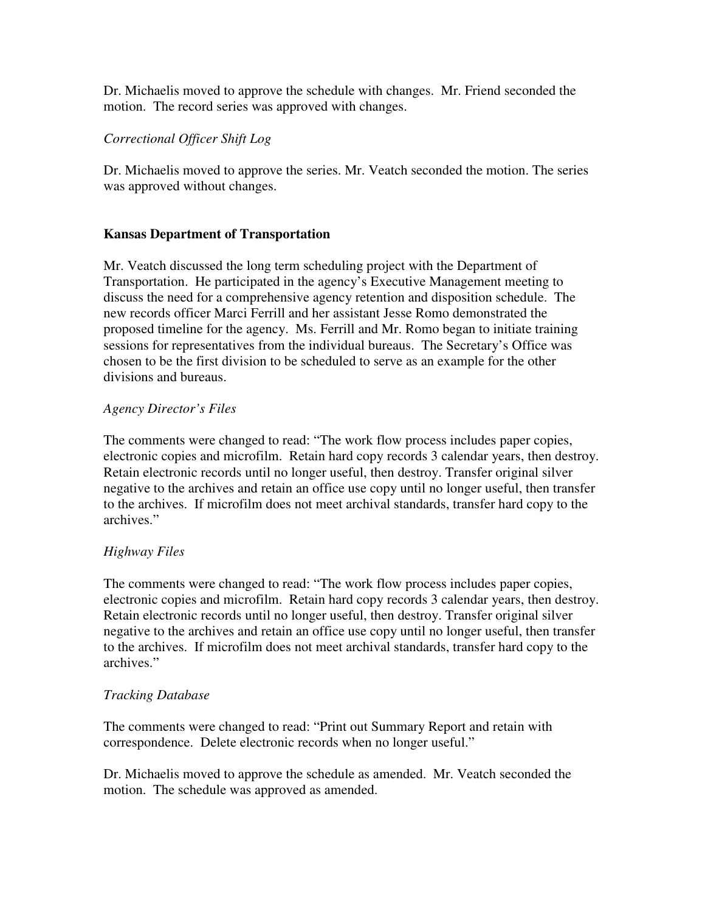Dr. Michaelis moved to approve the schedule with changes. Mr. Friend seconded the motion. The record series was approved with changes.

*Correctional Officer Shift Log*

Dr. Michaelis moved to approve the series. Mr. Veatch seconded the motion. The series was approved without changes.

**Kansas Department of Transportation**

Mr. Veatch discussed the long term scheduling project with the Department of Transportation. He participated in the agency's Executive Management meeting to discuss the need for a comprehensive agency retention and disposition schedule. The new records officer Marci Ferrill and her assistant Jesse Romo demonstrated the proposed timeline for the agency. Ms. Ferrill and Mr. Romo began to initiate training sessions for representatives from the individual bureaus. The Secretary's Office was chosen to be the first division to be scheduled to serve as an example for the other divisions and bureaus.

*Agency Director's Files*

The comments were changed to read: "The work flow process includes paper copies, electronic copies and microfilm. Retain hard copy records 3 calendar years, then destroy. Retain electronic records until no longer useful, then destroy. Transfer original silver negative to the archives and retain an office use copy until no longer useful, then transfer to the archives. If microfilm does not meet archival standards, transfer hard copy to the archives."

*Highway Files*

The comments were changed to read: "The work flow process includes paper copies, electronic copies and microfilm. Retain hard copy records 3 calendar years, then destroy. Retain electronic records until no longer useful, then destroy. Transfer original silver negative to the archives and retain an office use copy until no longer useful, then transfer to the archives. If microfilm does not meet archival standards, transfer hard copy to the archives."

*Tracking Database*

The comments were changed to read: "Print out Summary Report and retain with correspondence. Delete electronic records when no longer useful."

Dr. Michaelis moved to approve the schedule as amended. Mr. Veatch seconded the motion. The schedule was approved as amended.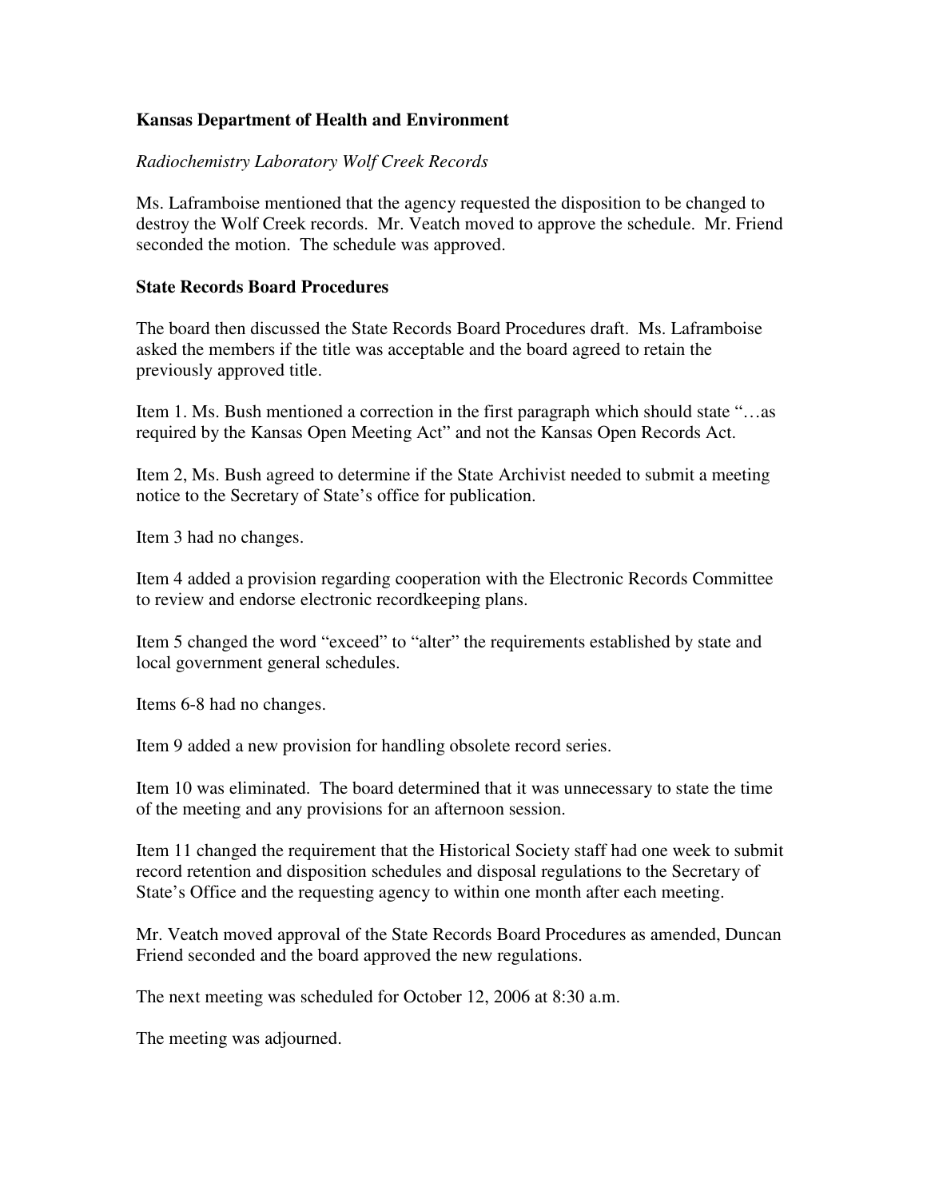**Kansas Department of Health and Environment**

*Radiochemistry Laboratory Wolf Creek Records*

Ms. Laframboise mentioned that the agency requested the disposition to be changed to destroy the Wolf Creek records. Mr. Veatch moved to approve the schedule. Mr. Friend seconded the motion. The schedule was approved.

**State Records Board Procedures**

The board then discussed the State Records Board Procedures draft. Ms. Laframboise asked the members if the title was acceptable and the board agreed to retain the previously approved title.

Item 1. Ms. Bush mentioned a correction in the first paragraph which should state "…as required by the Kansas Open Meeting Act" and not the Kansas Open Records Act.

Item 2, Ms. Bush agreed to determine if the State Archivist needed to submit a meeting notice to the Secretary of State's office for publication.

Item 3 had no changes.

Item 4 added a provision regarding cooperation with the Electronic Records Committee to review and endorse electronic recordkeeping plans.

Item 5 changed the word "exceed" to "alter" the requirements established by state and local government general schedules.

Items 6-8 had no changes.

Item 9 added a new provision for handling obsolete record series.

Item 10 was eliminated. The board determined that it was unnecessary to state the time of the meeting and any provisions for an afternoon session.

Item 11 changed the requirement that the Historical Society staff had one week to submit record retention and disposition schedules and disposal regulations to the Secretary of State's Office and the requesting agency to within one month after each meeting.

Mr. Veatch moved approval of the State Records Board Procedures as amended, Duncan Friend seconded and the board approved the new regulations.

The next meeting was scheduled for October 12, 2006 at 8:30 a.m.

The meeting was adjourned.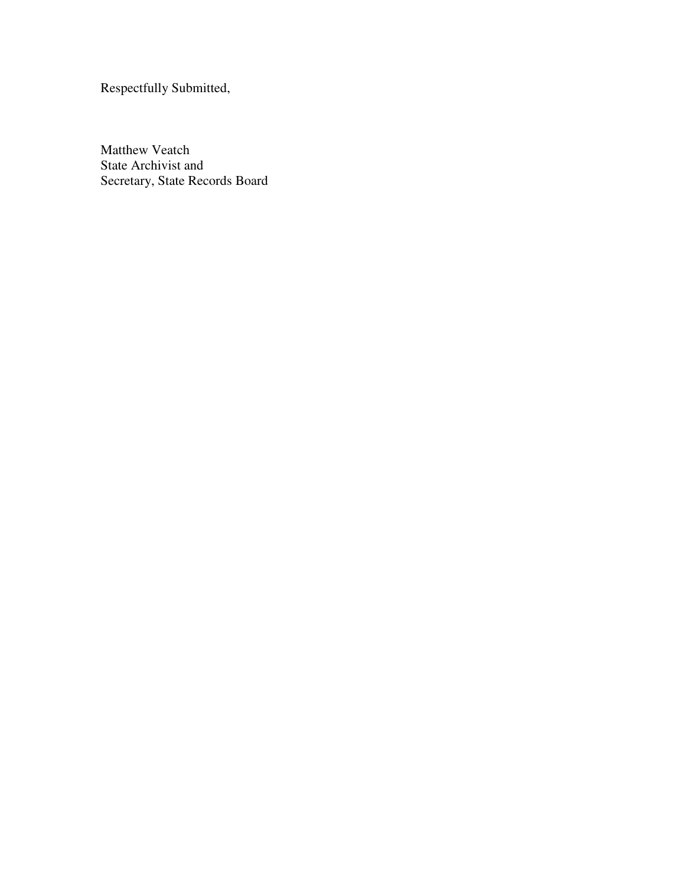Respectfully Submitted,

Matthew Veatch
State Archivist and
Secretary, State Records Board